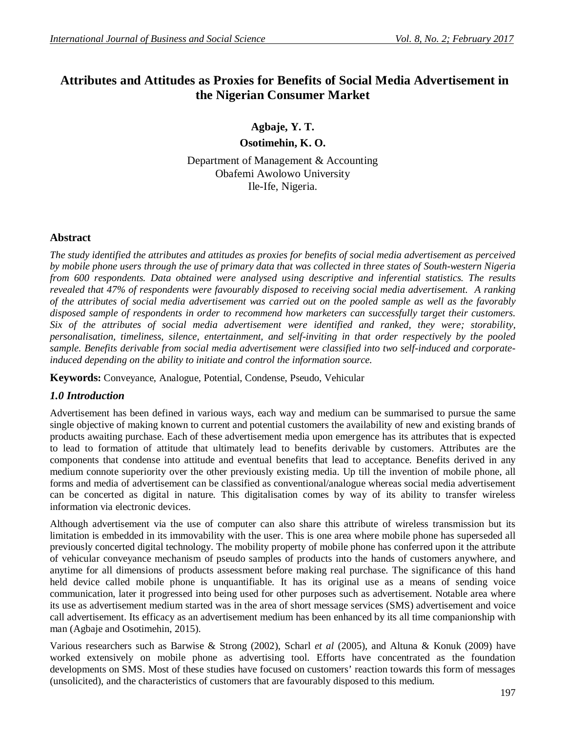# Attributes and Attitudes as Proxies for Benefits of Social Media Advertisement in the Nigerian Consumer Market

**Agbaje, Y. T.**

**Osotimehin, K. O.**

Department of Management & Accounting
Obafemi Awolowo University
Ile-Ife, Nigeria.

## Abstract

*The study identified the attributes and attitudes as proxies for benefits of social media advertisement as perceived by mobile phone users through the use of primary data that was collected in three states of South-western Nigeria from 600 respondents. Data obtained were analysed using descriptive and inferential statistics. The results revealed that 47% of respondents were favourably disposed to receiving social media advertisement. A ranking of the attributes of social media advertisement was carried out on the pooled sample as well as the favorably disposed sample of respondents in order to recommend how marketers can successfully target their customers. Six of the attributes of social media advertisement were identified and ranked, they were; storability, personalisation, timeliness, silence, entertainment, and self-inviting in that order respectively by the pooled sample. Benefits derivable from social media advertisement were classified into two self-induced and corporate-induced depending on the ability to initiate and control the information source.*

**Keywords:** Conveyance, Analogue, Potential, Condense, Pseudo, Vehicular

## *1.0 Introduction*

Advertisement has been defined in various ways, each way and medium can be summarised to pursue the same single objective of making known to current and potential customers the availability of new and existing brands of products awaiting purchase. Each of these advertisement media upon emergence has its attributes that is expected to lead to formation of attitude that ultimately lead to benefits derivable by customers. Attributes are the components that condense into attitude and eventual benefits that lead to acceptance. Benefits derived in any medium connote superiority over the other previously existing media. Up till the invention of mobile phone, all forms and media of advertisement can be classified as conventional/analogue whereas social media advertisement can be concerted as digital in nature. This digitalisation comes by way of its ability to transfer wireless information via electronic devices.

Although advertisement via the use of computer can also share this attribute of wireless transmission but its limitation is embedded in its immovability with the user. This is one area where mobile phone has superseded all previously concerted digital technology. The mobility property of mobile phone has conferred upon it the attribute of vehicular conveyance mechanism of pseudo samples of products into the hands of customers anywhere, and anytime for all dimensions of products assessment before making real purchase. The significance of this hand held device called mobile phone is unquantifiable. It has its original use as a means of sending voice communication, later it progressed into being used for other purposes such as advertisement. Notable area where its use as advertisement medium started was in the area of short message services (SMS) advertisement and voice call advertisement. Its efficacy as an advertisement medium has been enhanced by its all time companionship with man (Agbaje and Osotimehin, 2015).

Various researchers such as Barwise & Strong (2002), Scharl *et al* (2005), and Altuna & Konuk (2009) have worked extensively on mobile phone as advertising tool. Efforts have concentrated as the foundation developments on SMS. Most of these studies have focused on customers' reaction towards this form of messages (unsolicited), and the characteristics of customers that are favourably disposed to this medium.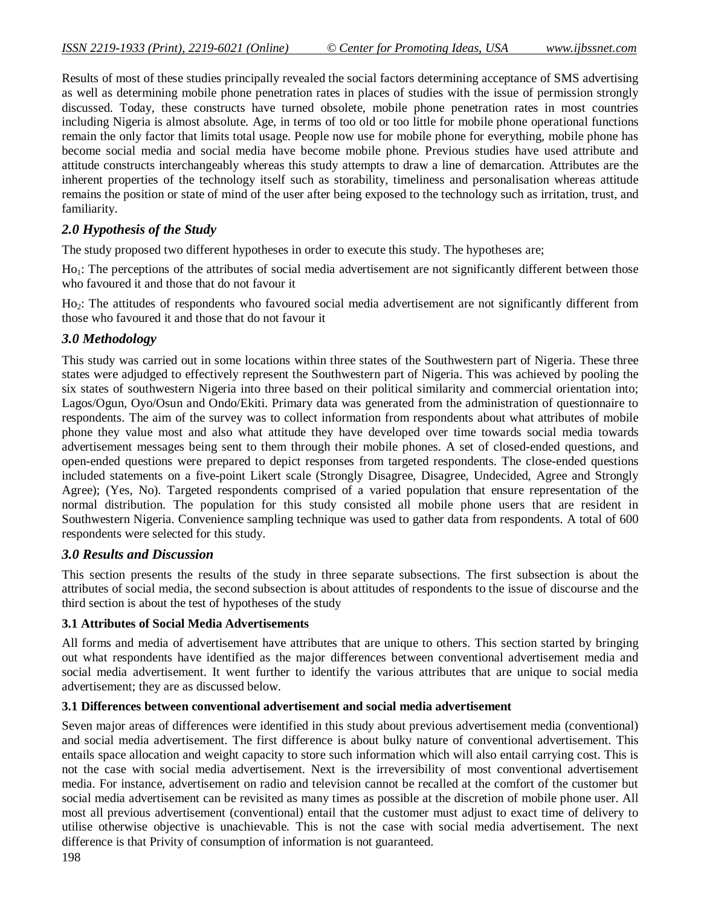Results of most of these studies principally revealed the social factors determining acceptance of SMS advertising as well as determining mobile phone penetration rates in places of studies with the issue of permission strongly discussed. Today, these constructs have turned obsolete, mobile phone penetration rates in most countries including Nigeria is almost absolute. Age, in terms of too old or too little for mobile phone operational functions remain the only factor that limits total usage. People now use for mobile phone for everything, mobile phone has become social media and social media have become mobile phone. Previous studies have used attribute and attitude constructs interchangeably whereas this study attempts to draw a line of demarcation. Attributes are the inherent properties of the technology itself such as storability, timeliness and personalisation whereas attitude remains the position or state of mind of the user after being exposed to the technology such as irritation, trust, and familiarity.

## *2.0 Hypothesis of the Study*

The study proposed two different hypotheses in order to execute this study. The hypotheses are;

$Ho_1$: The perceptions of the attributes of social media advertisement are not significantly different between those who favoured it and those that do not favour it

$Ho_2$: The attitudes of respondents who favoured social media advertisement are not significantly different from those who favoured it and those that do not favour it

## *3.0 Methodology*

This study was carried out in some locations within three states of the Southwestern part of Nigeria. These three states were adjudged to effectively represent the Southwestern part of Nigeria. This was achieved by pooling the six states of southwestern Nigeria into three based on their political similarity and commercial orientation into; Lagos/Ogun, Oyo/Osun and Ondo/Ekiti. Primary data was generated from the administration of questionnaire to respondents. The aim of the survey was to collect information from respondents about what attributes of mobile phone they value most and also what attitude they have developed over time towards social media towards advertisement messages being sent to them through their mobile phones. A set of closed-ended questions, and open-ended questions were prepared to depict responses from targeted respondents. The close-ended questions included statements on a five-point Likert scale (Strongly Disagree, Disagree, Undecided, Agree and Strongly Agree); (Yes, No). Targeted respondents comprised of a varied population that ensure representation of the normal distribution. The population for this study consisted all mobile phone users that are resident in Southwestern Nigeria. Convenience sampling technique was used to gather data from respondents. A total of 600 respondents were selected for this study.

## *3.0 Results and Discussion*

This section presents the results of the study in three separate subsections. The first subsection is about the attributes of social media, the second subsection is about attitudes of respondents to the issue of discourse and the third section is about the test of hypotheses of the study

### 3.1 Attributes of Social Media Advertisements

All forms and media of advertisement have attributes that are unique to others. This section started by bringing out what respondents have identified as the major differences between conventional advertisement media and social media advertisement. It went further to identify the various attributes that are unique to social media advertisement; they are as discussed below.

### 3.1 Differences between conventional advertisement and social media advertisement

Seven major areas of differences were identified in this study about previous advertisement media (conventional) and social media advertisement. The first difference is about bulky nature of conventional advertisement. This entails space allocation and weight capacity to store such information which will also entail carrying cost. This is not the case with social media advertisement. Next is the irreversibility of most conventional advertisement media. For instance, advertisement on radio and television cannot be recalled at the comfort of the customer but social media advertisement can be revisited as many times as possible at the discretion of mobile phone user. All most all previous advertisement (conventional) entail that the customer must adjust to exact time of delivery to utilise otherwise objective is unachievable. This is not the case with social media advertisement. The next difference is that Privity of consumption of information is not guaranteed.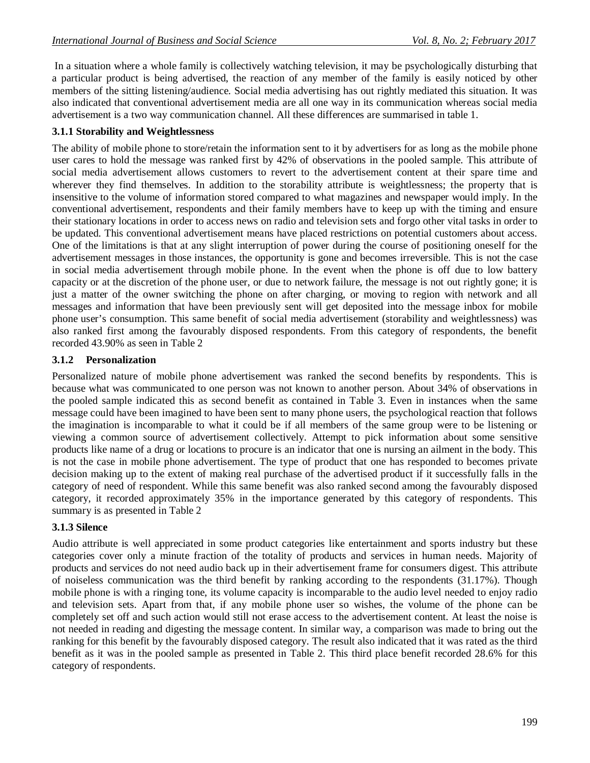In a situation where a whole family is collectively watching television, it may be psychologically disturbing that a particular product is being advertised, the reaction of any member of the family is easily noticed by other members of the sitting listening/audience. Social media advertising has out rightly mediated this situation. It was also indicated that conventional advertisement media are all one way in its communication whereas social media advertisement is a two way communication channel. All these differences are summarised in table 1.

### 3.1.1 Storability and Weightlessness

The ability of mobile phone to store/retain the information sent to it by advertisers for as long as the mobile phone user cares to hold the message was ranked first by 42% of observations in the pooled sample. This attribute of social media advertisement allows customers to revert to the advertisement content at their spare time and wherever they find themselves. In addition to the storability attribute is weightlessness; the property that is insensitive to the volume of information stored compared to what magazines and newspaper would imply. In the conventional advertisement, respondents and their family members have to keep up with the timing and ensure their stationary locations in order to access news on radio and television sets and forgo other vital tasks in order to be updated. This conventional advertisement means have placed restrictions on potential customers about access. One of the limitations is that at any slight interruption of power during the course of positioning oneself for the advertisement messages in those instances, the opportunity is gone and becomes irreversible. This is not the case in social media advertisement through mobile phone. In the event when the phone is off due to low battery capacity or at the discretion of the phone user, or due to network failure, the message is not out rightly gone; it is just a matter of the owner switching the phone on after charging, or moving to region with network and all messages and information that have been previously sent will get deposited into the message inbox for mobile phone user's consumption. This same benefit of social media advertisement (storability and weightlessness) was also ranked first among the favourably disposed respondents. From this category of respondents, the benefit recorded 43.90% as seen in Table 2

### 3.1.2 Personalization

Personalized nature of mobile phone advertisement was ranked the second benefits by respondents. This is because what was communicated to one person was not known to another person. About 34% of observations in the pooled sample indicated this as second benefit as contained in Table 3. Even in instances when the same message could have been imagined to have been sent to many phone users, the psychological reaction that follows the imagination is incomparable to what it could be if all members of the same group were to be listening or viewing a common source of advertisement collectively. Attempt to pick information about some sensitive products like name of a drug or locations to procure is an indicator that one is nursing an ailment in the body. This is not the case in mobile phone advertisement. The type of product that one has responded to becomes private decision making up to the extent of making real purchase of the advertised product if it successfully falls in the category of need of respondent. While this same benefit was also ranked second among the favourably disposed category, it recorded approximately 35% in the importance generated by this category of respondents. This summary is as presented in Table 2

### 3.1.3 Silence

Audio attribute is well appreciated in some product categories like entertainment and sports industry but these categories cover only a minute fraction of the totality of products and services in human needs. Majority of products and services do not need audio back up in their advertisement frame for consumers digest. This attribute of noiseless communication was the third benefit by ranking according to the respondents (31.17%). Though mobile phone is with a ringing tone, its volume capacity is incomparable to the audio level needed to enjoy radio and television sets. Apart from that, if any mobile phone user so wishes, the volume of the phone can be completely set off and such action would still not erase access to the advertisement content. At least the noise is not needed in reading and digesting the message content. In similar way, a comparison was made to bring out the ranking for this benefit by the favourably disposed category. The result also indicated that it was rated as the third benefit as it was in the pooled sample as presented in Table 2. This third place benefit recorded 28.6% for this category of respondents.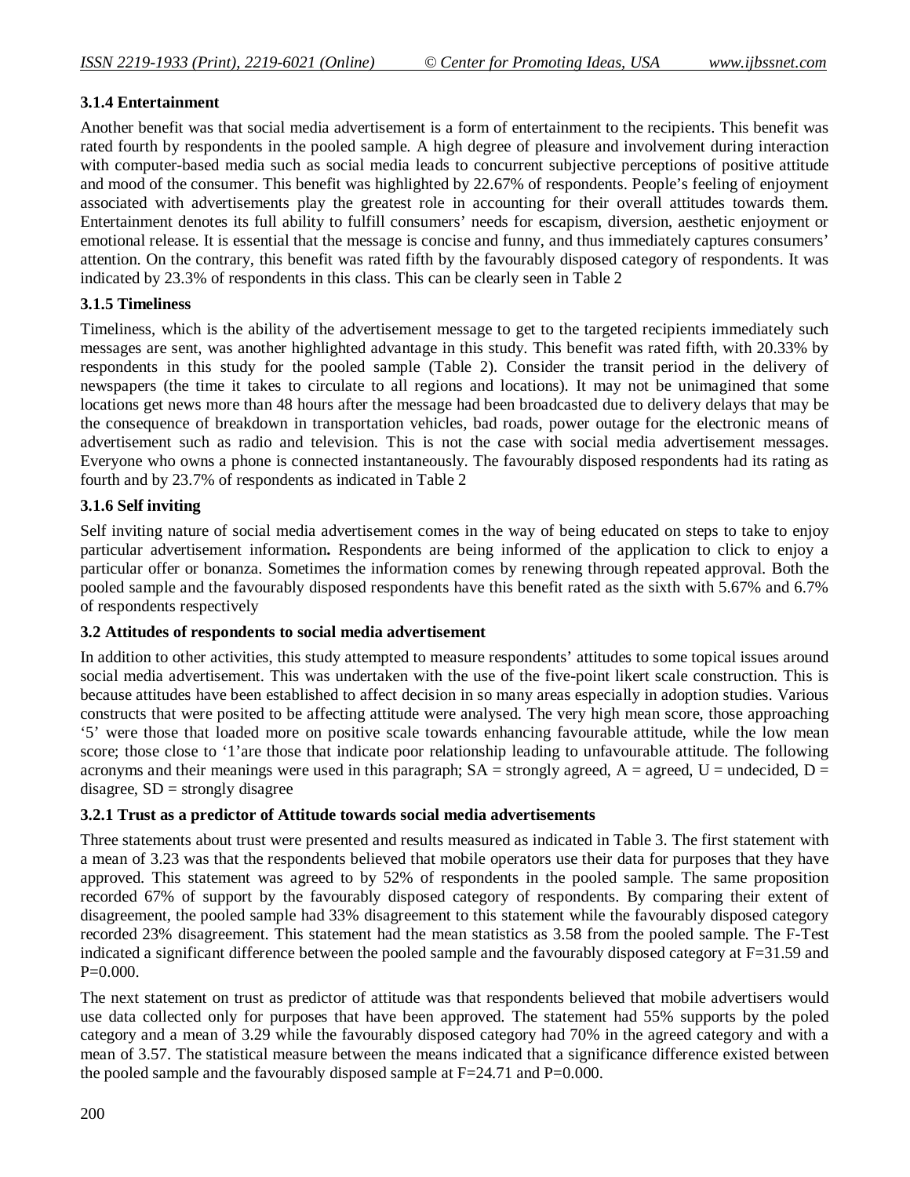### 3.1.4 Entertainment

Another benefit was that social media advertisement is a form of entertainment to the recipients. This benefit was rated fourth by respondents in the pooled sample. A high degree of pleasure and involvement during interaction with computer-based media such as social media leads to concurrent subjective perceptions of positive attitude and mood of the consumer. This benefit was highlighted by 22.67% of respondents. People's feeling of enjoyment associated with advertisements play the greatest role in accounting for their overall attitudes towards them. Entertainment denotes its full ability to fulfill consumers' needs for escapism, diversion, aesthetic enjoyment or emotional release. It is essential that the message is concise and funny, and thus immediately captures consumers' attention. On the contrary, this benefit was rated fifth by the favourably disposed category of respondents. It was indicated by 23.3% of respondents in this class. This can be clearly seen in Table 2

### 3.1.5 Timeliness

Timeliness, which is the ability of the advertisement message to get to the targeted recipients immediately such messages are sent, was another highlighted advantage in this study. This benefit was rated fifth, with 20.33% by respondents in this study for the pooled sample (Table 2). Consider the transit period in the delivery of newspapers (the time it takes to circulate to all regions and locations). It may not be unimagined that some locations get news more than 48 hours after the message had been broadcasted due to delivery delays that may be the consequence of breakdown in transportation vehicles, bad roads, power outage for the electronic means of advertisement such as radio and television. This is not the case with social media advertisement messages. Everyone who owns a phone is connected instantaneously. The favourably disposed respondents had its rating as fourth and by 23.7% of respondents as indicated in Table 2

### 3.1.6 Self inviting

Self inviting nature of social media advertisement comes in the way of being educated on steps to take to enjoy particular advertisement information**.** Respondents are being informed of the application to click to enjoy a particular offer or bonanza. Sometimes the information comes by renewing through repeated approval. Both the pooled sample and the favourably disposed respondents have this benefit rated as the sixth with 5.67% and 6.7% of respondents respectively

### 3.2 Attitudes of respondents to social media advertisement

In addition to other activities, this study attempted to measure respondents' attitudes to some topical issues around social media advertisement. This was undertaken with the use of the five-point likert scale construction. This is because attitudes have been established to affect decision in so many areas especially in adoption studies. Various constructs that were posited to be affecting attitude were analysed. The very high mean score, those approaching '5' were those that loaded more on positive scale towards enhancing favourable attitude, while the low mean score; those close to '1'are those that indicate poor relationship leading to unfavourable attitude. The following acronyms and their meanings were used in this paragraph; SA = strongly agreed, A = agreed, U = undecided, D = disagree, SD = strongly disagree

#### 3.2.1 Trust as a predictor of Attitude towards social media advertisements

Three statements about trust were presented and results measured as indicated in Table 3. The first statement with a mean of 3.23 was that the respondents believed that mobile operators use their data for purposes that they have approved. This statement was agreed to by 52% of respondents in the pooled sample. The same proposition recorded 67% of support by the favourably disposed category of respondents. By comparing their extent of disagreement, the pooled sample had 33% disagreement to this statement while the favourably disposed category recorded 23% disagreement. This statement had the mean statistics as 3.58 from the pooled sample. The F-Test indicated a significant difference between the pooled sample and the favourably disposed category at F=31.59 and P=0.000.

The next statement on trust as predictor of attitude was that respondents believed that mobile advertisers would use data collected only for purposes that have been approved. The statement had 55% supports by the poled category and a mean of 3.29 while the favourably disposed category had 70% in the agreed category and with a mean of 3.57. The statistical measure between the means indicated that a significance difference existed between the pooled sample and the favourably disposed sample at F=24.71 and P=0.000.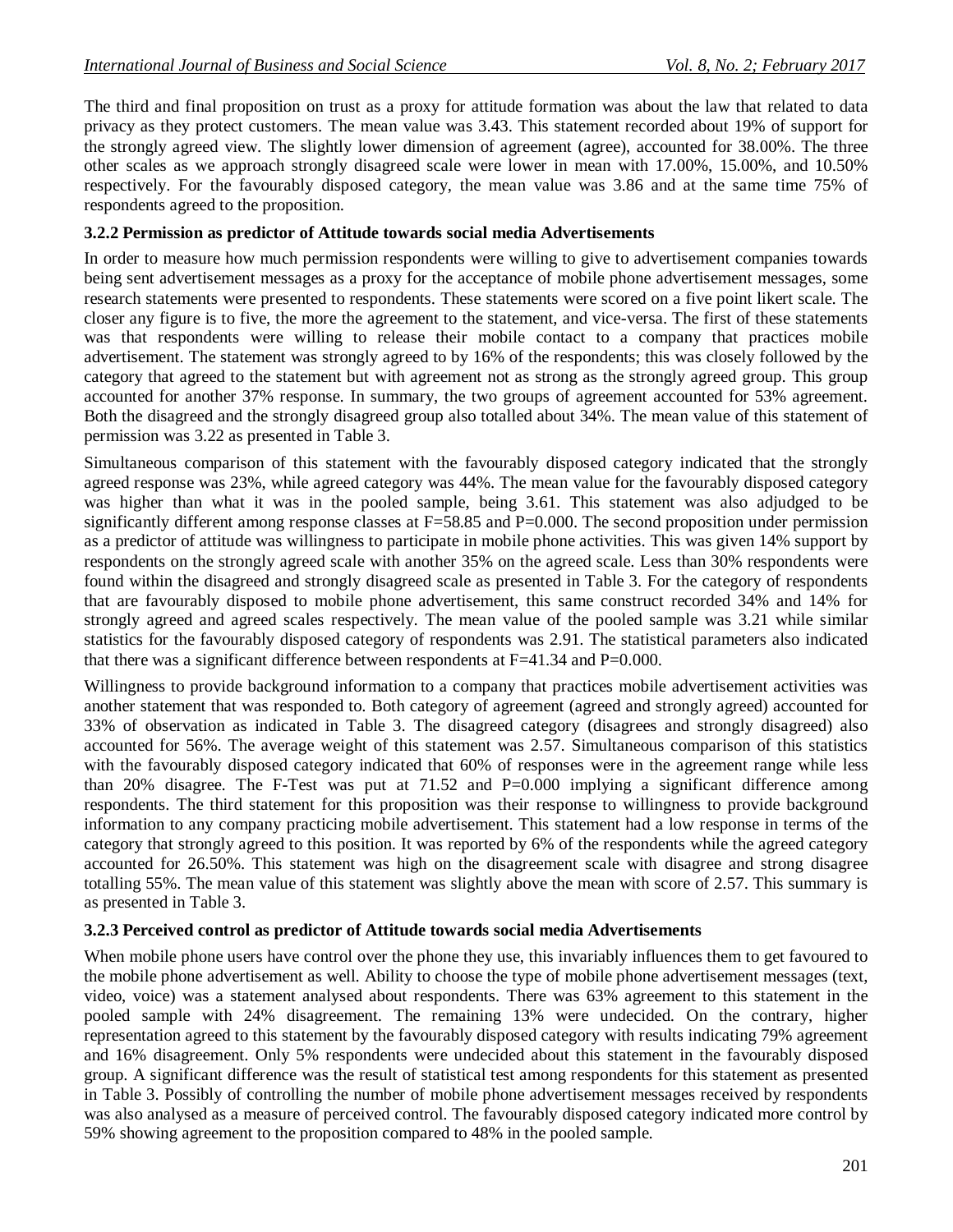The third and final proposition on trust as a proxy for attitude formation was about the law that related to data privacy as they protect customers. The mean value was 3.43. This statement recorded about 19% of support for the strongly agreed view. The slightly lower dimension of agreement (agree), accounted for 38.00%. The three other scales as we approach strongly disagreed scale were lower in mean with 17.00%, 15.00%, and 10.50% respectively. For the favourably disposed category, the mean value was 3.86 and at the same time 75% of respondents agreed to the proposition.

### 3.2.2 Permission as predictor of Attitude towards social media Advertisements

In order to measure how much permission respondents were willing to give to advertisement companies towards being sent advertisement messages as a proxy for the acceptance of mobile phone advertisement messages, some research statements were presented to respondents. These statements were scored on a five point likert scale. The closer any figure is to five, the more the agreement to the statement, and vice-versa. The first of these statements was that respondents were willing to release their mobile contact to a company that practices mobile advertisement. The statement was strongly agreed to by 16% of the respondents; this was closely followed by the category that agreed to the statement but with agreement not as strong as the strongly agreed group. This group accounted for another 37% response. In summary, the two groups of agreement accounted for 53% agreement. Both the disagreed and the strongly disagreed group also totalled about 34%. The mean value of this statement of permission was 3.22 as presented in Table 3.

Simultaneous comparison of this statement with the favourably disposed category indicated that the strongly agreed response was 23%, while agreed category was 44%. The mean value for the favourably disposed category was higher than what it was in the pooled sample, being 3.61. This statement was also adjudged to be significantly different among response classes at F=58.85 and P=0.000. The second proposition under permission as a predictor of attitude was willingness to participate in mobile phone activities. This was given 14% support by respondents on the strongly agreed scale with another 35% on the agreed scale. Less than 30% respondents were found within the disagreed and strongly disagreed scale as presented in Table 3. For the category of respondents that are favourably disposed to mobile phone advertisement, this same construct recorded 34% and 14% for strongly agreed and agreed scales respectively. The mean value of the pooled sample was 3.21 while similar statistics for the favourably disposed category of respondents was 2.91. The statistical parameters also indicated that there was a significant difference between respondents at F=41.34 and P=0.000.

Willingness to provide background information to a company that practices mobile advertisement activities was another statement that was responded to. Both category of agreement (agreed and strongly agreed) accounted for 33% of observation as indicated in Table 3. The disagreed category (disagrees and strongly disagreed) also accounted for 56%. The average weight of this statement was 2.57. Simultaneous comparison of this statistics with the favourably disposed category indicated that 60% of responses were in the agreement range while less than 20% disagree. The F-Test was put at 71.52 and P=0.000 implying a significant difference among respondents. The third statement for this proposition was their response to willingness to provide background information to any company practicing mobile advertisement. This statement had a low response in terms of the category that strongly agreed to this position. It was reported by 6% of the respondents while the agreed category accounted for 26.50%. This statement was high on the disagreement scale with disagree and strong disagree totalling 55%. The mean value of this statement was slightly above the mean with score of 2.57. This summary is as presented in Table 3.

### 3.2.3 Perceived control as predictor of Attitude towards social media Advertisements

When mobile phone users have control over the phone they use, this invariably influences them to get favoured to the mobile phone advertisement as well. Ability to choose the type of mobile phone advertisement messages (text, video, voice) was a statement analysed about respondents. There was 63% agreement to this statement in the pooled sample with 24% disagreement. The remaining 13% were undecided. On the contrary, higher representation agreed to this statement by the favourably disposed category with results indicating 79% agreement and 16% disagreement. Only 5% respondents were undecided about this statement in the favourably disposed group. A significant difference was the result of statistical test among respondents for this statement as presented in Table 3. Possibly of controlling the number of mobile phone advertisement messages received by respondents was also analysed as a measure of perceived control. The favourably disposed category indicated more control by 59% showing agreement to the proposition compared to 48% in the pooled sample.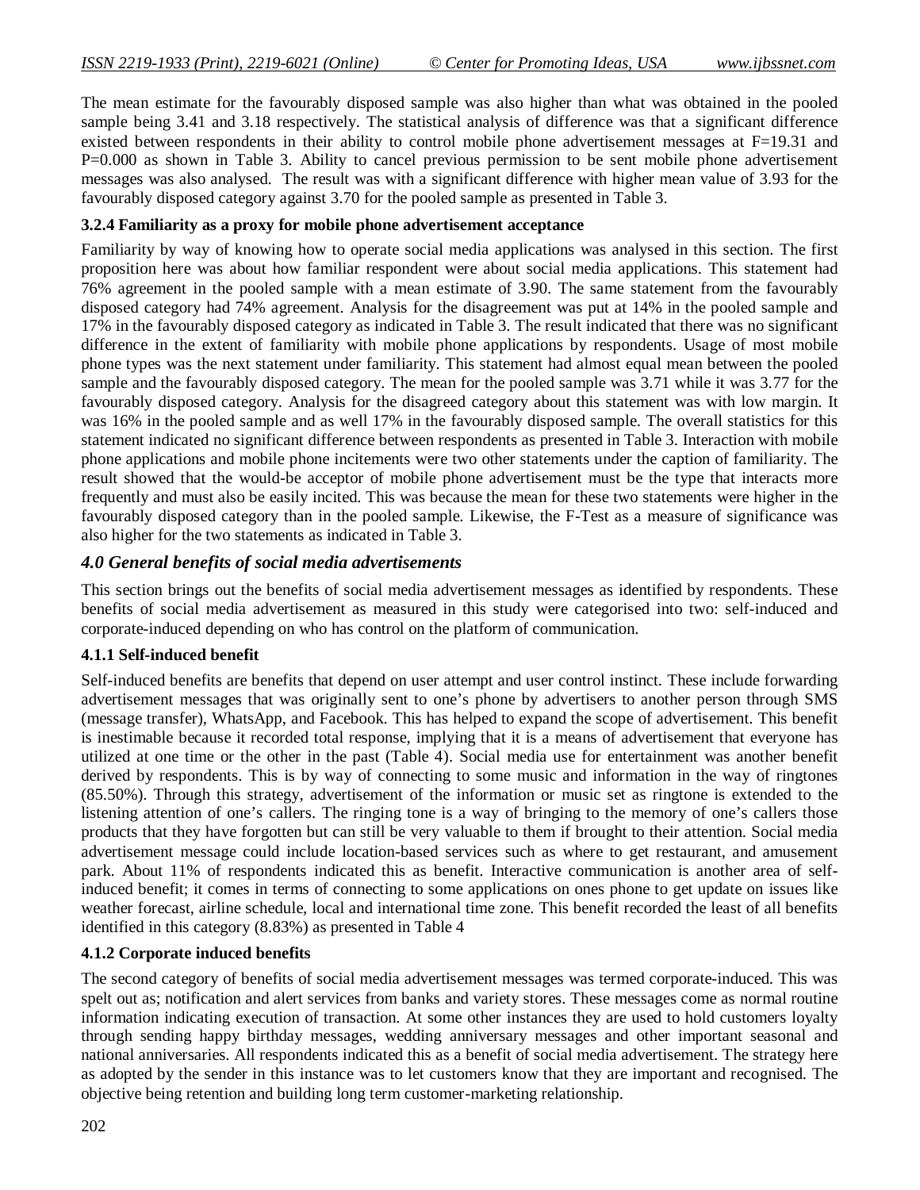The mean estimate for the favourably disposed sample was also higher than what was obtained in the pooled sample being 3.41 and 3.18 respectively. The statistical analysis of difference was that a significant difference existed between respondents in their ability to control mobile phone advertisement messages at F=19.31 and P=0.000 as shown in Table 3. Ability to cancel previous permission to be sent mobile phone advertisement messages was also analysed. The result was with a significant difference with higher mean value of 3.93 for the favourably disposed category against 3.70 for the pooled sample as presented in Table 3.

### 3.2.4 Familiarity as a proxy for mobile phone advertisement acceptance

Familiarity by way of knowing how to operate social media applications was analysed in this section. The first proposition here was about how familiar respondent were about social media applications. This statement had 76% agreement in the pooled sample with a mean estimate of 3.90. The same statement from the favourably disposed category had 74% agreement. Analysis for the disagreement was put at 14% in the pooled sample and 17% in the favourably disposed category as indicated in Table 3. The result indicated that there was no significant difference in the extent of familiarity with mobile phone applications by respondents. Usage of most mobile phone types was the next statement under familiarity. This statement had almost equal mean between the pooled sample and the favourably disposed category. The mean for the pooled sample was 3.71 while it was 3.77 for the favourably disposed category. Analysis for the disagreed category about this statement was with low margin. It was 16% in the pooled sample and as well 17% in the favourably disposed sample. The overall statistics for this statement indicated no significant difference between respondents as presented in Table 3. Interaction with mobile phone applications and mobile phone incitements were two other statements under the caption of familiarity. The result showed that the would-be acceptor of mobile phone advertisement must be the type that interacts more frequently and must also be easily incited. This was because the mean for these two statements were higher in the favourably disposed category than in the pooled sample. Likewise, the F-Test as a measure of significance was also higher for the two statements as indicated in Table 3.

## *4.0 General benefits of social media advertisements*

This section brings out the benefits of social media advertisement messages as identified by respondents. These benefits of social media advertisement as measured in this study were categorised into two: self-induced and corporate-induced depending on who has control on the platform of communication.

### 4.1.1 Self-induced benefit

Self-induced benefits are benefits that depend on user attempt and user control instinct. These include forwarding advertisement messages that was originally sent to one's phone by advertisers to another person through SMS (message transfer), WhatsApp, and Facebook. This has helped to expand the scope of advertisement. This benefit is inestimable because it recorded total response, implying that it is a means of advertisement that everyone has utilized at one time or the other in the past (Table 4). Social media use for entertainment was another benefit derived by respondents. This is by way of connecting to some music and information in the way of ringtones (85.50%). Through this strategy, advertisement of the information or music set as ringtone is extended to the listening attention of one's callers. The ringing tone is a way of bringing to the memory of one's callers those products that they have forgotten but can still be very valuable to them if brought to their attention. Social media advertisement message could include location-based services such as where to get restaurant, and amusement park. About 11% of respondents indicated this as benefit. Interactive communication is another area of self-induced benefit; it comes in terms of connecting to some applications on ones phone to get update on issues like weather forecast, airline schedule, local and international time zone. This benefit recorded the least of all benefits identified in this category (8.83%) as presented in Table 4

### 4.1.2 Corporate induced benefits

The second category of benefits of social media advertisement messages was termed corporate-induced. This was spelt out as; notification and alert services from banks and variety stores. These messages come as normal routine information indicating execution of transaction. At some other instances they are used to hold customers loyalty through sending happy birthday messages, wedding anniversary messages and other important seasonal and national anniversaries. All respondents indicated this as a benefit of social media advertisement. The strategy here as adopted by the sender in this instance was to let customers know that they are important and recognised. The objective being retention and building long term customer-marketing relationship.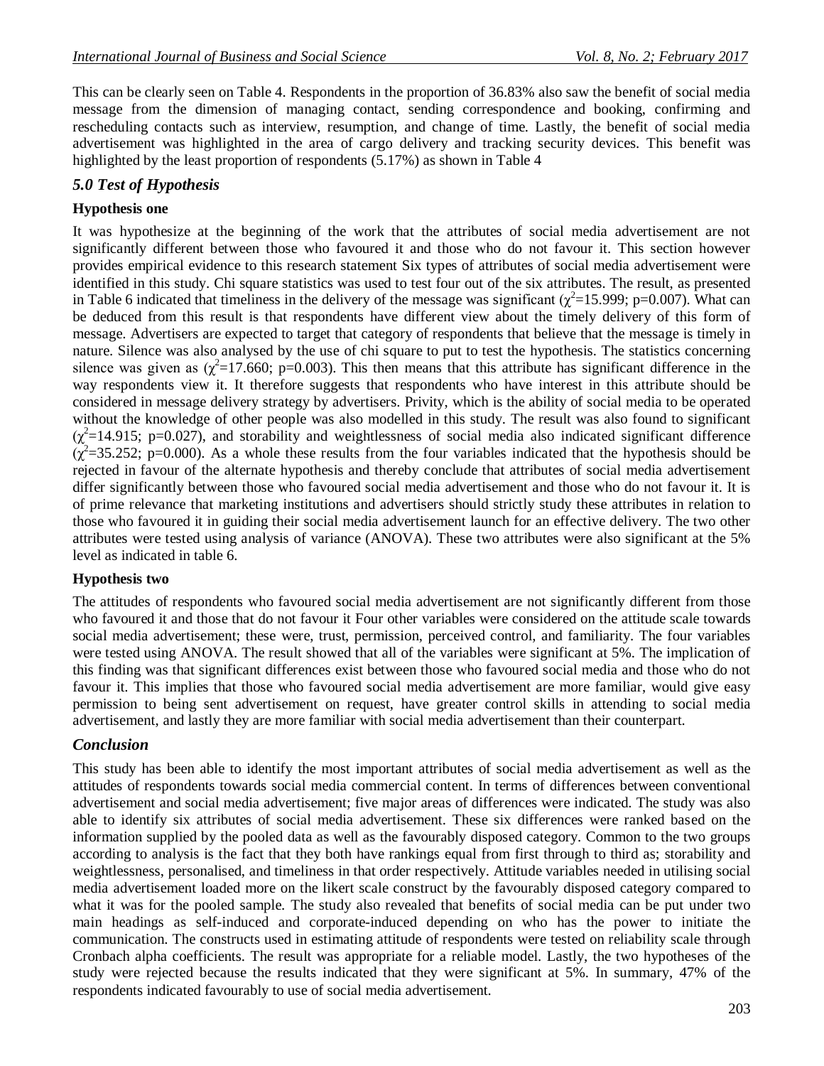This can be clearly seen on Table 4. Respondents in the proportion of 36.83% also saw the benefit of social media message from the dimension of managing contact, sending correspondence and booking, confirming and rescheduling contacts such as interview, resumption, and change of time. Lastly, the benefit of social media advertisement was highlighted in the area of cargo delivery and tracking security devices. This benefit was highlighted by the least proportion of respondents (5.17%) as shown in Table 4

## *5.0 Test of Hypothesis*

**Hypothesis one**

It was hypothesize at the beginning of the work that the attributes of social media advertisement are not significantly different between those who favoured it and those who do not favour it. This section however provides empirical evidence to this research statement Six types of attributes of social media advertisement were identified in this study. Chi square statistics was used to test four out of the six attributes. The result, as presented in Table 6 indicated that timeliness in the delivery of the message was significant ($\chi^2$=15.999; p=0.007). What can be deduced from this result is that respondents have different view about the timely delivery of this form of message. Advertisers are expected to target that category of respondents that believe that the message is timely in nature. Silence was also analysed by the use of chi square to put to test the hypothesis. The statistics concerning silence was given as ($\chi^2$=17.660; p=0.003). This then means that this attribute has significant difference in the way respondents view it. It therefore suggests that respondents who have interest in this attribute should be considered in message delivery strategy by advertisers. Privity, which is the ability of social media to be operated without the knowledge of other people was also modelled in this study. The result was also found to significant ($\chi^2$=14.915; p=0.027), and storability and weightlessness of social media also indicated significant difference ($\chi^2$=35.252; p=0.000). As a whole these results from the four variables indicated that the hypothesis should be rejected in favour of the alternate hypothesis and thereby conclude that attributes of social media advertisement differ significantly between those who favoured social media advertisement and those who do not favour it. It is of prime relevance that marketing institutions and advertisers should strictly study these attributes in relation to those who favoured it in guiding their social media advertisement launch for an effective delivery. The two other attributes were tested using analysis of variance (ANOVA). These two attributes were also significant at the 5% level as indicated in table 6.

**Hypothesis two**

The attitudes of respondents who favoured social media advertisement are not significantly different from those who favoured it and those that do not favour it Four other variables were considered on the attitude scale towards social media advertisement; these were, trust, permission, perceived control, and familiarity. The four variables were tested using ANOVA. The result showed that all of the variables were significant at 5%. The implication of this finding was that significant differences exist between those who favoured social media and those who do not favour it. This implies that those who favoured social media advertisement are more familiar, would give easy permission to being sent advertisement on request, have greater control skills in attending to social media advertisement, and lastly they are more familiar with social media advertisement than their counterpart.

## *Conclusion*

This study has been able to identify the most important attributes of social media advertisement as well as the attitudes of respondents towards social media commercial content. In terms of differences between conventional advertisement and social media advertisement; five major areas of differences were indicated. The study was also able to identify six attributes of social media advertisement. These six differences were ranked based on the information supplied by the pooled data as well as the favourably disposed category. Common to the two groups according to analysis is the fact that they both have rankings equal from first through to third as; storability and weightlessness, personalised, and timeliness in that order respectively. Attitude variables needed in utilising social media advertisement loaded more on the likert scale construct by the favourably disposed category compared to what it was for the pooled sample. The study also revealed that benefits of social media can be put under two main headings as self-induced and corporate-induced depending on who has the power to initiate the communication. The constructs used in estimating attitude of respondents were tested on reliability scale through Cronbach alpha coefficients. The result was appropriate for a reliable model. Lastly, the two hypotheses of the study were rejected because the results indicated that they were significant at 5%. In summary, 47% of the respondents indicated favourably to use of social media advertisement.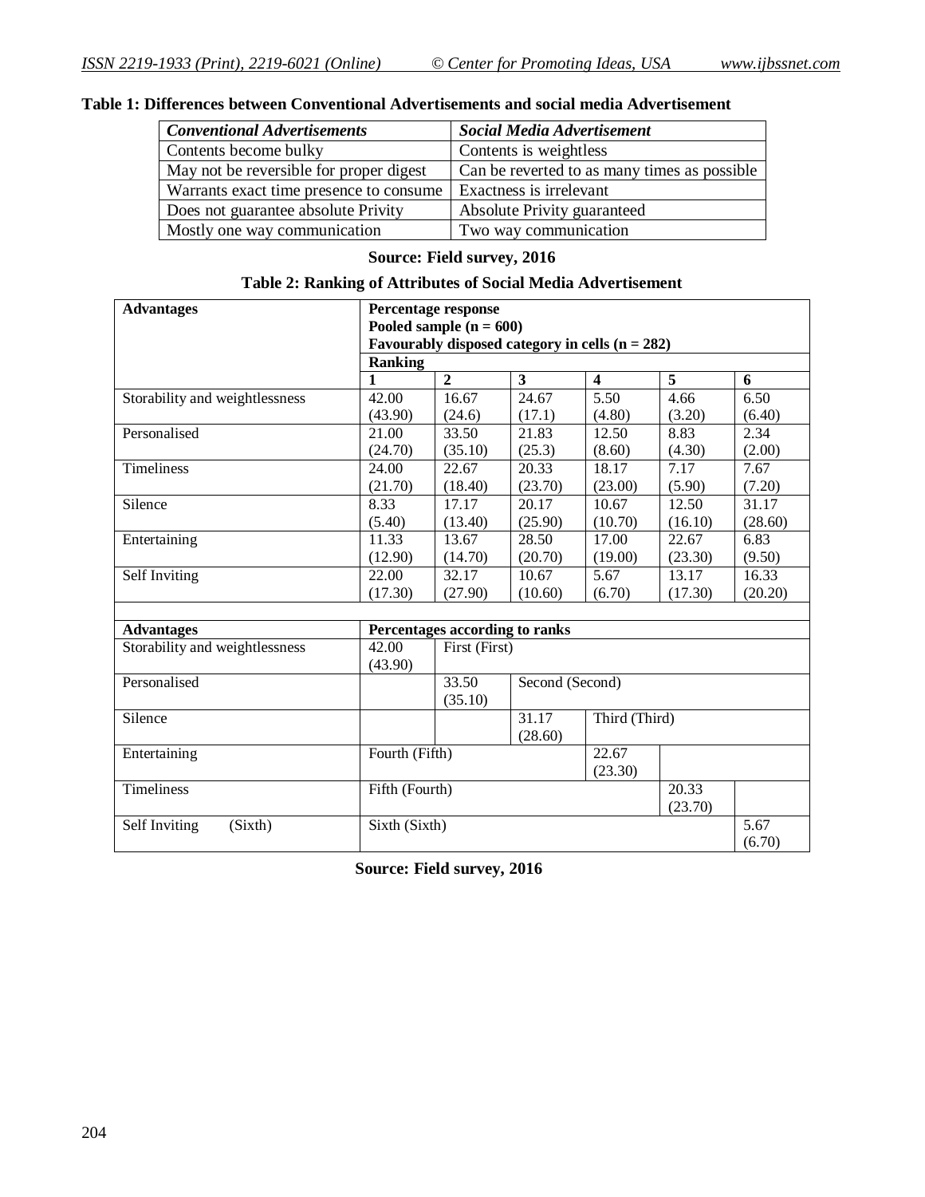**Table 1: Differences between Conventional Advertisements and social media Advertisement**

| *Conventional Advertisements* | *Social Media Advertisement* |
|---|---|
| Contents become bulky | Contents is weightless |
| May not be reversible for proper digest | Can be reverted to as many times as possible |
| Warrants exact time presence to consume | Exactness is irrelevant |
| Does not guarantee absolute Privity | Absolute Privity guaranteed |
| Mostly one way communication | Two way communication |

**Source: Field survey, 2016**

**Table 2: Ranking of Attributes of Social Media Advertisement**

| **Advantages** | **Percentage response Pooled sample (n = 600) Favourably disposed category in cells (n = 282)** | | | | | |
|---|---|---|---|---|---|---|
| | **Ranking** | | | | | |
| | **1** | **2** | **3** | **4** | **5** | **6** |
| Storability and weightlessness | 42.00 (43.90) | 16.67 (24.6) | 24.67 (17.1) | 5.50 (4.80) | 4.66 (3.20) | 6.50 (6.40) |
| Personalised | 21.00 (24.70) | 33.50 (35.10) | 21.83 (25.3) | 12.50 (8.60) | 8.83 (4.30) | 2.34 (2.00) |
| Timeliness | 24.00 (21.70) | 22.67 (18.40) | 20.33 (23.70) | 18.17 (23.00) | 7.17 (5.90) | 7.67 (7.20) |
| Silence | 8.33 (5.40) | 17.17 (13.40) | 20.17 (25.90) | 10.67 (10.70) | 12.50 (16.10) | 31.17 (28.60) |
| Entertaining | 11.33 (12.90) | 13.67 (14.70) | 28.50 (20.70) | 17.00 (19.00) | 22.67 (23.30) | 6.83 (9.50) |
| Self Inviting | 22.00 (17.30) | 32.17 (27.90) | 10.67 (10.60) | 5.67 (6.70) | 13.17 (17.30) | 16.33 (20.20) |
| | | | | | | |
| **Advantages** | **Percentages according to ranks** | | | | | |
| Storability and weightlessness | 42.00 (43.90) | First (First) | | | | |
| Personalised | | 33.50 (35.10) | Second (Second) | | | |
| Silence | | | 31.17 (28.60) | Third (Third) | | |
| Entertaining | Fourth (Fifth) | | | 22.67 (23.30) | | |
| Timeliness | Fifth (Fourth) | | | | 20.33 (23.70) | |
| Self Inviting (Sixth) | Sixth (Sixth) | | | | | 5.67 (6.70) |

**Source: Field survey, 2016**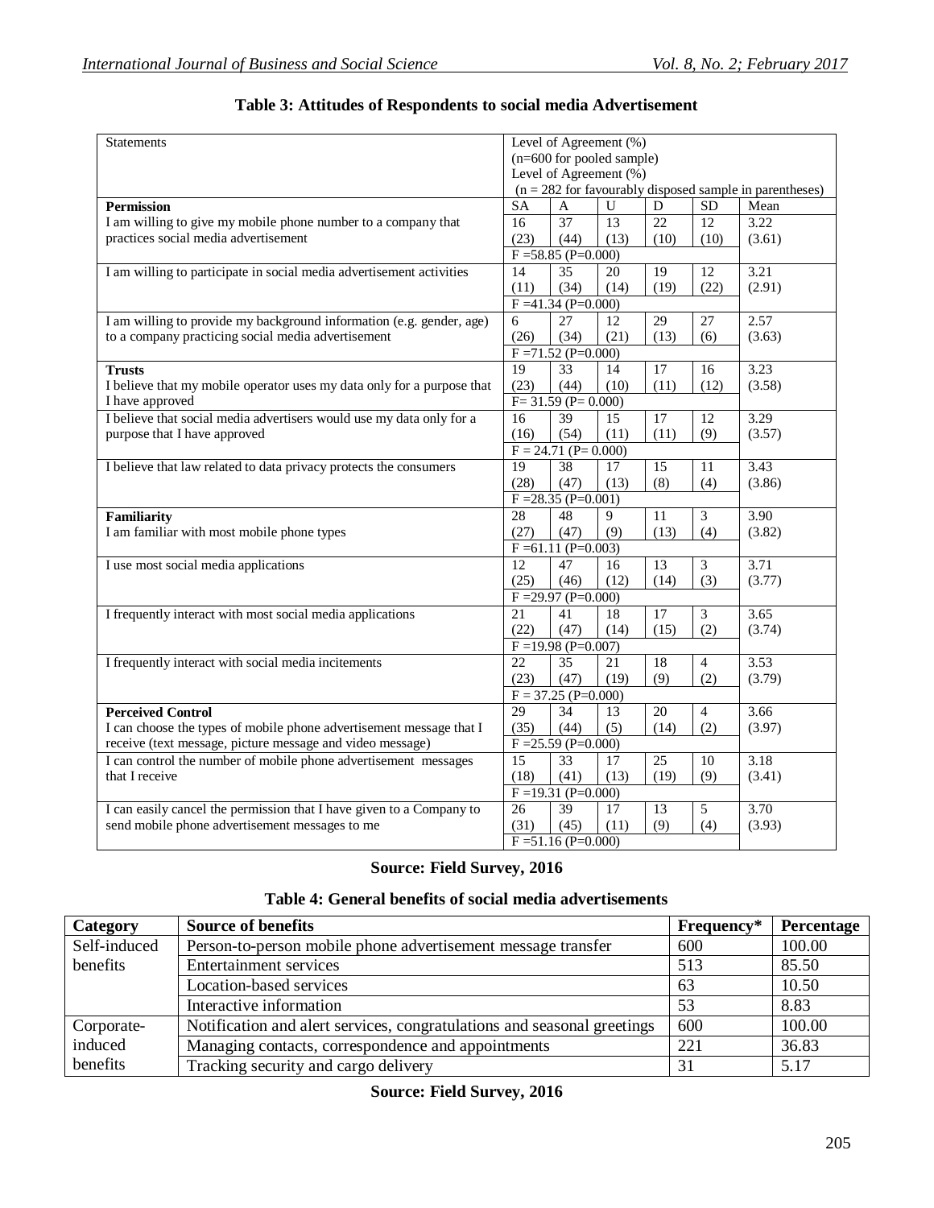**Table 3: Attitudes of Respondents to social media Advertisement**

| Statements | Level of Agreement (%) (n=600 for pooled sample) Level of Agreement (%) (n = 282 for favourably disposed sample in parentheses) | | | | | |
|---|---|---|---|---|---|---|
| **Permission** | SA | A | U | D | SD | Mean |
| I am willing to give my mobile phone number to a company that practices social media advertisement | 16 (23) | 37 (44) | 13 (13) | 22 (10) | 12 (10) | 3.22 (3.61) |
| | F =58.85 (P=0.000) | | | | | |
| I am willing to participate in social media advertisement activities | 14 (11) | 35 (34) | 20 (14) | 19 (19) | 12 (22) | 3.21 (2.91) |
| | F =41.34 (P=0.000) | | | | | |
| I am willing to provide my background information (e.g. gender, age) to a company practicing social media advertisement | 6 (26) | 27 (34) | 12 (21) | 29 (13) | 27 (6) | 2.57 (3.63) |
| | F =71.52 (P=0.000) | | | | | |
| **Trusts** I believe that my mobile operator uses my data only for a purpose that I have approved | 19 (23) | 33 (44) | 14 (10) | 17 (11) | 16 (12) | 3.23 (3.58) |
| | F= 31.59 (P= 0.000) | | | | | |
| I believe that social media advertisers would use my data only for a purpose that I have approved | 16 (16) | 39 (54) | 15 (11) | 17 (11) | 12 (9) | 3.29 (3.57) |
| | F = 24.71 (P= 0.000) | | | | | |
| I believe that law related to data privacy protects the consumers | 19 (28) | 38 (47) | 17 (13) | 15 (8) | 11 (4) | 3.43 (3.86) |
| | F =28.35 (P=0.001) | | | | | |
| **Familiarity** I am familiar with most mobile phone types | 28 (27) | 48 (47) | 9 (9) | 11 (13) | 3 (4) | 3.90 (3.82) |
| | F =61.11 (P=0.003) | | | | | |
| I use most social media applications | 12 (25) | 47 (46) | 16 (12) | 13 (14) | 3 (3) | 3.71 (3.77) |
| | F =29.97 (P=0.000) | | | | | |
| I frequently interact with most social media applications | 21 (22) | 41 (47) | 18 (14) | 17 (15) | 3 (2) | 3.65 (3.74) |
| | F =19.98 (P=0.007) | | | | | |
| I frequently interact with social media incitements | 22 (23) | 35 (47) | 21 (19) | 18 (9) | 4 (2) | 3.53 (3.79) |
| | F = 37.25 (P=0.000) | | | | | |
| **Perceived Control** I can choose the types of mobile phone advertisement message that I receive (text message, picture message and video message) | 29 (35) | 34 (44) | 13 (5) | 20 (14) | 4 (2) | 3.66 (3.97) |
| | F =25.59 (P=0.000) | | | | | |
| I can control the number of mobile phone advertisement messages that I receive | 15 (18) | 33 (41) | 17 (13) | 25 (19) | 10 (9) | 3.18 (3.41) |
| | F =19.31 (P=0.000) | | | | | |
| I can easily cancel the permission that I have given to a Company to send mobile phone advertisement messages to me | 26 (31) | 39 (45) | 17 (11) | 13 (9) | 5 (4) | 3.70 (3.93) |
| | F =51.16 (P=0.000) | | | | | |

**Source: Field Survey, 2016**

**Table 4: General benefits of social media advertisements**

| Category | Source of benefits | Frequency* | Percentage |
|---|---|---|---|
| Self-induced benefits | Person-to-person mobile phone advertisement message transfer | 600 | 100.00 |
| | Entertainment services | 513 | 85.50 |
| | Location-based services | 63 | 10.50 |
| | Interactive information | 53 | 8.83 |
| Corporate-induced benefits | Notification and alert services, congratulations and seasonal greetings | 600 | 100.00 |
| | Managing contacts, correspondence and appointments | 221 | 36.83 |
| | Tracking security and cargo delivery | 31 | 5.17 |

**Source: Field Survey, 2016**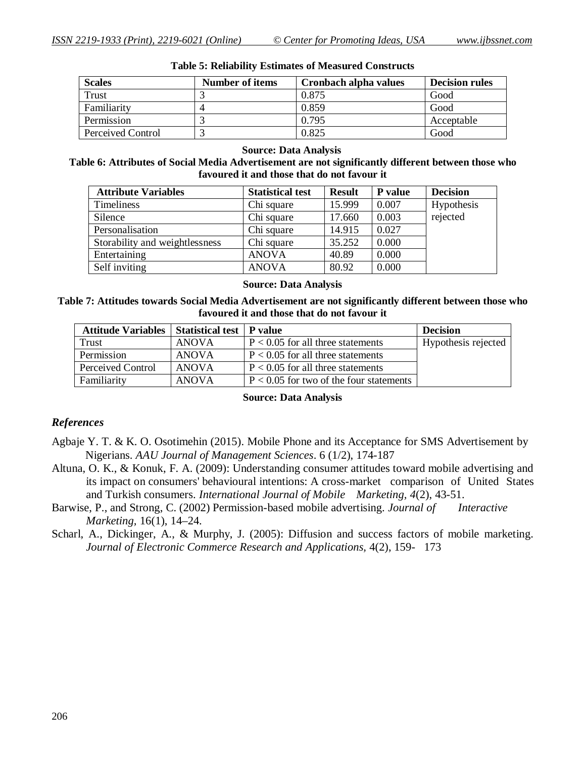**Table 5: Reliability Estimates of Measured Constructs**

| Scales | Number of items | Cronbach alpha values | Decision rules |
|---|---|---|---|
| Trust | 3 | 0.875 | Good |
| Familiarity | 4 | 0.859 | Good |
| Permission | 3 | 0.795 | Acceptable |
| Perceived Control | 3 | 0.825 | Good |

**Source: Data Analysis**

**Table 6: Attributes of Social Media Advertisement are not significantly different between those who favoured it and those that do not favour it**

| Attribute Variables | Statistical test | Result | P value | Decision |
|---|---|---|---|---|
| Timeliness | Chi square | 15.999 | 0.007 | Hypothesis rejected |
| Silence | Chi square | 17.660 | 0.003 | |
| Personalisation | Chi square | 14.915 | 0.027 | |
| Storability and weightlessness | Chi square | 35.252 | 0.000 | |
| Entertaining | ANOVA | 40.89 | 0.000 | |
| Self inviting | ANOVA | 80.92 | 0.000 | |

**Source: Data Analysis**

**Table 7: Attitudes towards Social Media Advertisement are not significantly different between those who favoured it and those that do not favour it**

| Attitude Variables | Statistical test | P value | Decision |
|---|---|---|---|
| Trust | ANOVA | $P < 0.05$ for all three statements | Hypothesis rejected |
| Permission | ANOVA | $P < 0.05$ for all three statements | |
| Perceived Control | ANOVA | $P < 0.05$ for all three statements | |
| Familiarity | ANOVA | $P < 0.05$ for two of the four statements | |

**Source: Data Analysis**

## *References*

Agbaje Y. T. & K. O. Osotimehin (2015). Mobile Phone and its Acceptance for SMS Advertisement by Nigerians. *AAU Journal of Management Sciences*. 6 (1/2), 174-187

Altuna, O. K., & Konuk, F. A. (2009): Understanding consumer attitudes toward mobile advertising and its impact on consumers' behavioural intentions: A cross-market comparison of United States and Turkish consumers. *International Journal of Mobile Marketing, 4*(2), 43-51.

Barwise, P., and Strong, C. (2002) Permission-based mobile advertising. *Journal of Interactive Marketing,* 16(1), 14–24.

Scharl, A., Dickinger, A., & Murphy, J. (2005): Diffusion and success factors of mobile marketing. *Journal of Electronic Commerce Research and Applications,* 4(2), 159- 173